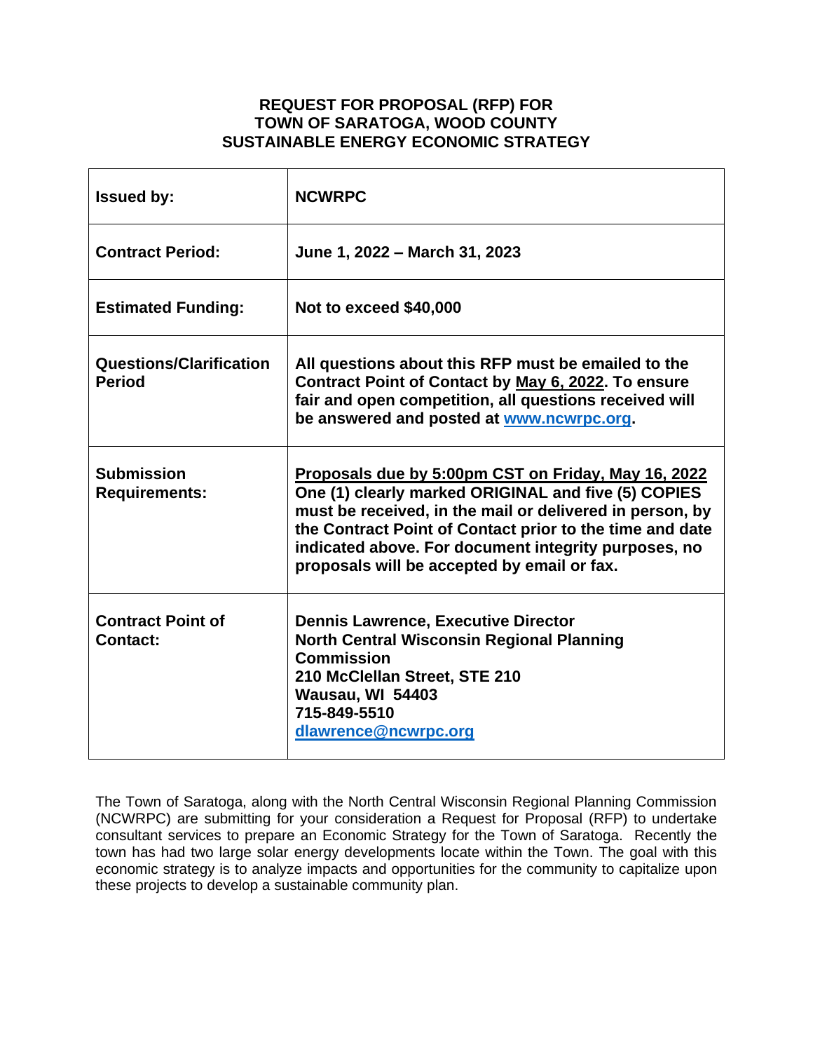# REQUEST FOR PROPOSAL (RFP) FOR TOWN OF SARATOGA, WOOD COUNTY SUSTAINABLE ENERGY ECONOMIC STRATEGY

| | |
|---|---|
| **Issued by:** | **NCWRPC** |
| **Contract Period:** | **June 1, 2022 – March 31, 2023** |
| **Estimated Funding:** | **Not to exceed $40,000** |
| **Questions/Clarification Period** | **All questions about this RFP must be emailed to the Contract Point of Contact by <u>May 6, 2022</u>. To ensure fair and open competition, all questions received will be answered and posted at [www.ncwrpc.org](http://www.ncwrpc.org).** |
| **Submission Requirements:** | **<u>Proposals due by 5:00pm CST on Friday, May 16, 2022</u> One (1) clearly marked ORIGINAL and five (5) COPIES must be received, in the mail or delivered in person, by the Contract Point of Contact prior to the time and date indicated above. For document integrity purposes, no proposals will be accepted by email or fax.** |
| **Contract Point of Contact:** | **Dennis Lawrence, Executive Director<br>North Central Wisconsin Regional Planning Commission<br>210 McClellan Street, STE 210<br>Wausau, WI 54403<br>715-849-5510<br>[dlawrence@ncwrpc.org](mailto:dlawrence@ncwrpc.org)** |

The Town of Saratoga, along with the North Central Wisconsin Regional Planning Commission (NCWRPC) are submitting for your consideration a Request for Proposal (RFP) to undertake consultant services to prepare an Economic Strategy for the Town of Saratoga. Recently the town has had two large solar energy developments locate within the Town. The goal with this economic strategy is to analyze impacts and opportunities for the community to capitalize upon these projects to develop a sustainable community plan.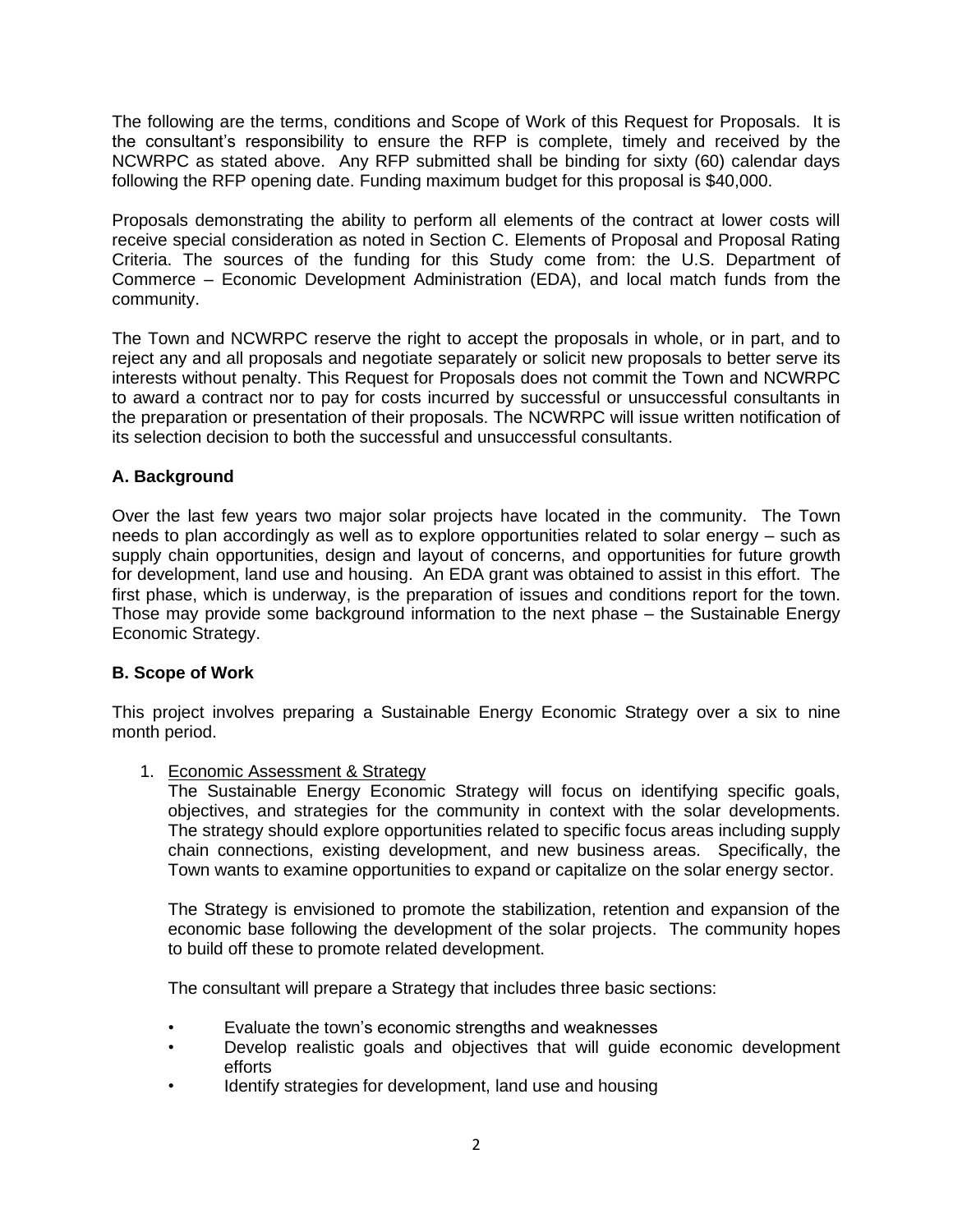The following are the terms, conditions and Scope of Work of this Request for Proposals. It is the consultant's responsibility to ensure the RFP is complete, timely and received by the NCWRPC as stated above. Any RFP submitted shall be binding for sixty (60) calendar days following the RFP opening date. Funding maximum budget for this proposal is $40,000.

Proposals demonstrating the ability to perform all elements of the contract at lower costs will receive special consideration as noted in Section C. Elements of Proposal and Proposal Rating Criteria. The sources of the funding for this Study come from: the U.S. Department of Commerce – Economic Development Administration (EDA), and local match funds from the community.

The Town and NCWRPC reserve the right to accept the proposals in whole, or in part, and to reject any and all proposals and negotiate separately or solicit new proposals to better serve its interests without penalty. This Request for Proposals does not commit the Town and NCWRPC to award a contract nor to pay for costs incurred by successful or unsuccessful consultants in the preparation or presentation of their proposals. The NCWRPC will issue written notification of its selection decision to both the successful and unsuccessful consultants.

### A. Background

Over the last few years two major solar projects have located in the community. The Town needs to plan accordingly as well as to explore opportunities related to solar energy – such as supply chain opportunities, design and layout of concerns, and opportunities for future growth for development, land use and housing. An EDA grant was obtained to assist in this effort. The first phase, which is underway, is the preparation of issues and conditions report for the town. Those may provide some background information to the next phase – the Sustainable Energy Economic Strategy.

### B. Scope of Work

This project involves preparing a Sustainable Energy Economic Strategy over a six to nine month period.

1. <u>Economic Assessment & Strategy</u>

   The Sustainable Energy Economic Strategy will focus on identifying specific goals, objectives, and strategies for the community in context with the solar developments. The strategy should explore opportunities related to specific focus areas including supply chain connections, existing development, and new business areas. Specifically, the Town wants to examine opportunities to expand or capitalize on the solar energy sector.

   The Strategy is envisioned to promote the stabilization, retention and expansion of the economic base following the development of the solar projects. The community hopes to build off these to promote related development.

   The consultant will prepare a Strategy that includes three basic sections:

   - Evaluate the town's economic strengths and weaknesses
   - Develop realistic goals and objectives that will guide economic development efforts
   - Identify strategies for development, land use and housing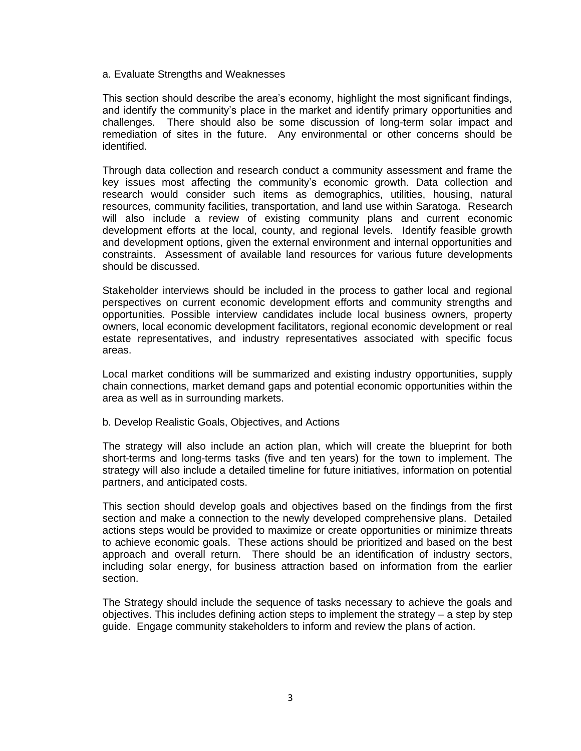### a. Evaluate Strengths and Weaknesses

This section should describe the area's economy, highlight the most significant findings, and identify the community's place in the market and identify primary opportunities and challenges. There should also be some discussion of long-term solar impact and remediation of sites in the future. Any environmental or other concerns should be identified.

Through data collection and research conduct a community assessment and frame the key issues most affecting the community's economic growth. Data collection and research would consider such items as demographics, utilities, housing, natural resources, community facilities, transportation, and land use within Saratoga. Research will also include a review of existing community plans and current economic development efforts at the local, county, and regional levels. Identify feasible growth and development options, given the external environment and internal opportunities and constraints. Assessment of available land resources for various future developments should be discussed.

Stakeholder interviews should be included in the process to gather local and regional perspectives on current economic development efforts and community strengths and opportunities. Possible interview candidates include local business owners, property owners, local economic development facilitators, regional economic development or real estate representatives, and industry representatives associated with specific focus areas.

Local market conditions will be summarized and existing industry opportunities, supply chain connections, market demand gaps and potential economic opportunities within the area as well as in surrounding markets.

### b. Develop Realistic Goals, Objectives, and Actions

The strategy will also include an action plan, which will create the blueprint for both short-terms and long-terms tasks (five and ten years) for the town to implement. The strategy will also include a detailed timeline for future initiatives, information on potential partners, and anticipated costs.

This section should develop goals and objectives based on the findings from the first section and make a connection to the newly developed comprehensive plans. Detailed actions steps would be provided to maximize or create opportunities or minimize threats to achieve economic goals. These actions should be prioritized and based on the best approach and overall return. There should be an identification of industry sectors, including solar energy, for business attraction based on information from the earlier section.

The Strategy should include the sequence of tasks necessary to achieve the goals and objectives. This includes defining action steps to implement the strategy – a step by step guide. Engage community stakeholders to inform and review the plans of action.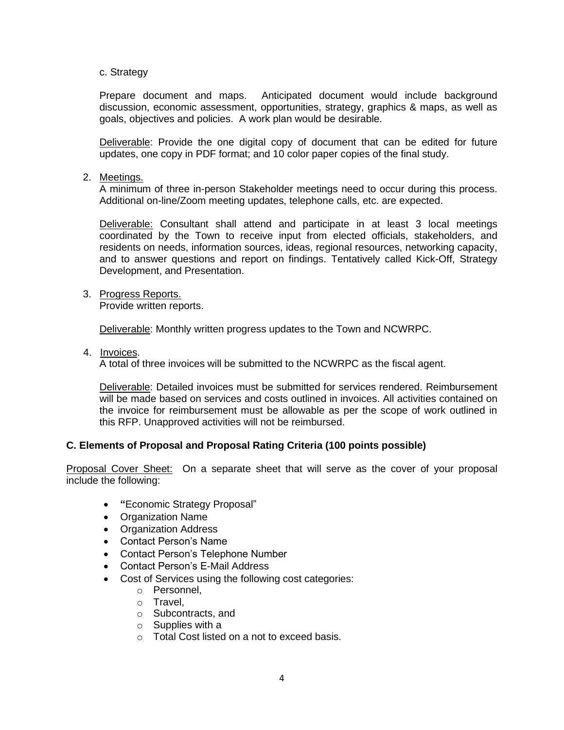c. Strategy

Prepare document and maps. Anticipated document would include background discussion, economic assessment, opportunities, strategy, graphics & maps, as well as goals, objectives and policies. A work plan would be desirable.

Deliverable: Provide the one digital copy of document that can be edited for future updates, one copy in PDF format; and 10 color paper copies of the final study.

2. Meetings.
   A minimum of three in-person Stakeholder meetings need to occur during this process. Additional on-line/Zoom meeting updates, telephone calls, etc. are expected.

   Deliverable: Consultant shall attend and participate in at least 3 local meetings coordinated by the Town to receive input from elected officials, stakeholders, and residents on needs, information sources, ideas, regional resources, networking capacity, and to answer questions and report on findings. Tentatively called Kick-Off, Strategy Development, and Presentation.

3. Progress Reports.
   Provide written reports.

   Deliverable: Monthly written progress updates to the Town and NCWRPC.

4. Invoices.
   A total of three invoices will be submitted to the NCWRPC as the fiscal agent.

   Deliverable: Detailed invoices must be submitted for services rendered. Reimbursement will be made based on services and costs outlined in invoices. All activities contained on the invoice for reimbursement must be allowable as per the scope of work outlined in this RFP. Unapproved activities will not be reimbursed.

**C. Elements of Proposal and Proposal Rating Criteria (100 points possible)**

Proposal Cover Sheet: On a separate sheet that will serve as the cover of your proposal include the following:

- "Economic Strategy Proposal"
- Organization Name
- Organization Address
- Contact Person's Name
- Contact Person's Telephone Number
- Contact Person's E-Mail Address
- Cost of Services using the following cost categories:
  - Personnel,
  - Travel,
  - Subcontracts, and
  - Supplies with a
  - Total Cost listed on a not to exceed basis.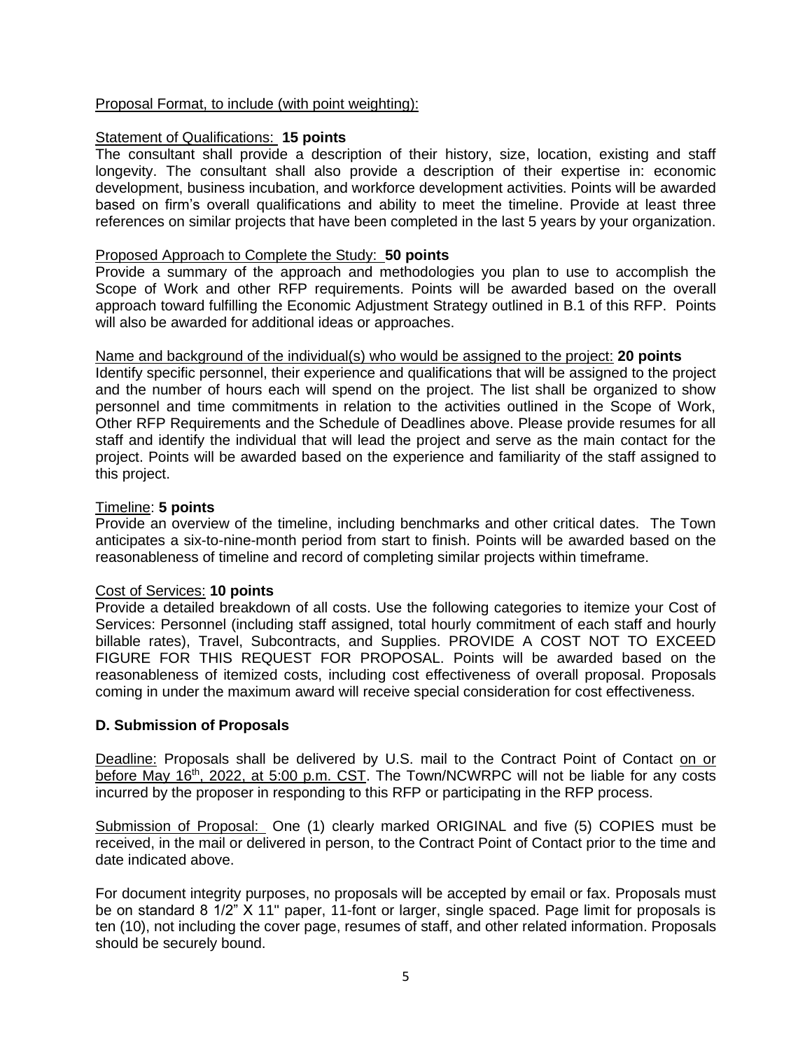Proposal Format, to include (with point weighting):

Statement of Qualifications: **15 points**
The consultant shall provide a description of their history, size, location, existing and staff longevity. The consultant shall also provide a description of their expertise in: economic development, business incubation, and workforce development activities. Points will be awarded based on firm's overall qualifications and ability to meet the timeline. Provide at least three references on similar projects that have been completed in the last 5 years by your organization.

Proposed Approach to Complete the Study: **50 points**
Provide a summary of the approach and methodologies you plan to use to accomplish the Scope of Work and other RFP requirements. Points will be awarded based on the overall approach toward fulfilling the Economic Adjustment Strategy outlined in B.1 of this RFP. Points will also be awarded for additional ideas or approaches.

Name and background of the individual(s) who would be assigned to the project: **20 points**
Identify specific personnel, their experience and qualifications that will be assigned to the project and the number of hours each will spend on the project. The list shall be organized to show personnel and time commitments in relation to the activities outlined in the Scope of Work, Other RFP Requirements and the Schedule of Deadlines above. Please provide resumes for all staff and identify the individual that will lead the project and serve as the main contact for the project. Points will be awarded based on the experience and familiarity of the staff assigned to this project.

Timeline: **5 points**
Provide an overview of the timeline, including benchmarks and other critical dates. The Town anticipates a six-to-nine-month period from start to finish. Points will be awarded based on the reasonableness of timeline and record of completing similar projects within timeframe.

Cost of Services: **10 points**
Provide a detailed breakdown of all costs. Use the following categories to itemize your Cost of Services: Personnel (including staff assigned, total hourly commitment of each staff and hourly billable rates), Travel, Subcontracts, and Supplies. PROVIDE A COST NOT TO EXCEED FIGURE FOR THIS REQUEST FOR PROPOSAL. Points will be awarded based on the reasonableness of itemized costs, including cost effectiveness of overall proposal. Proposals coming in under the maximum award will receive special consideration for cost effectiveness.

### D. Submission of Proposals

Deadline: Proposals shall be delivered by U.S. mail to the Contract Point of Contact on or before May 16th, 2022, at 5:00 p.m. CST. The Town/NCWRPC will not be liable for any costs incurred by the proposer in responding to this RFP or participating in the RFP process.

Submission of Proposal: One (1) clearly marked ORIGINAL and five (5) COPIES must be received, in the mail or delivered in person, to the Contract Point of Contact prior to the time and date indicated above.

For document integrity purposes, no proposals will be accepted by email or fax. Proposals must be on standard 8 1/2" X 11" paper, 11-font or larger, single spaced. Page limit for proposals is ten (10), not including the cover page, resumes of staff, and other related information. Proposals should be securely bound.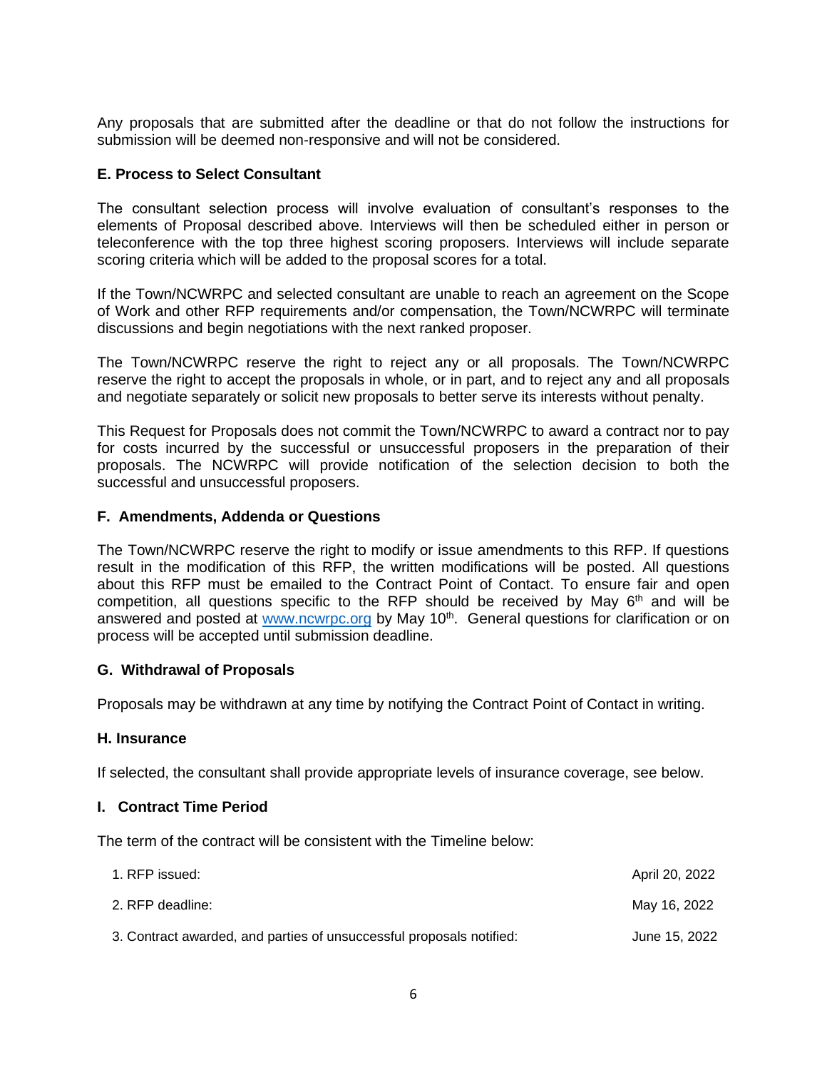Any proposals that are submitted after the deadline or that do not follow the instructions for submission will be deemed non-responsive and will not be considered.

### E. Process to Select Consultant

The consultant selection process will involve evaluation of consultant's responses to the elements of Proposal described above. Interviews will then be scheduled either in person or teleconference with the top three highest scoring proposers. Interviews will include separate scoring criteria which will be added to the proposal scores for a total.

If the Town/NCWRPC and selected consultant are unable to reach an agreement on the Scope of Work and other RFP requirements and/or compensation, the Town/NCWRPC will terminate discussions and begin negotiations with the next ranked proposer.

The Town/NCWRPC reserve the right to reject any or all proposals. The Town/NCWRPC reserve the right to accept the proposals in whole, or in part, and to reject any and all proposals and negotiate separately or solicit new proposals to better serve its interests without penalty.

This Request for Proposals does not commit the Town/NCWRPC to award a contract nor to pay for costs incurred by the successful or unsuccessful proposers in the preparation of their proposals. The NCWRPC will provide notification of the selection decision to both the successful and unsuccessful proposers.

### F. Amendments, Addenda or Questions

The Town/NCWRPC reserve the right to modify or issue amendments to this RFP. If questions result in the modification of this RFP, the written modifications will be posted. All questions about this RFP must be emailed to the Contract Point of Contact. To ensure fair and open competition, all questions specific to the RFP should be received by May 6th and will be answered and posted at www.ncwrpc.org by May 10th. General questions for clarification or on process will be accepted until submission deadline.

### G. Withdrawal of Proposals

Proposals may be withdrawn at any time by notifying the Contract Point of Contact in writing.

### H. Insurance

If selected, the consultant shall provide appropriate levels of insurance coverage, see below.

### I. Contract Time Period

The term of the contract will be consistent with the Timeline below:

| | |
|---|---|
| 1. RFP issued: | April 20, 2022 |
| 2. RFP deadline: | May 16, 2022 |
| 3. Contract awarded, and parties of unsuccessful proposals notified: | June 15, 2022 |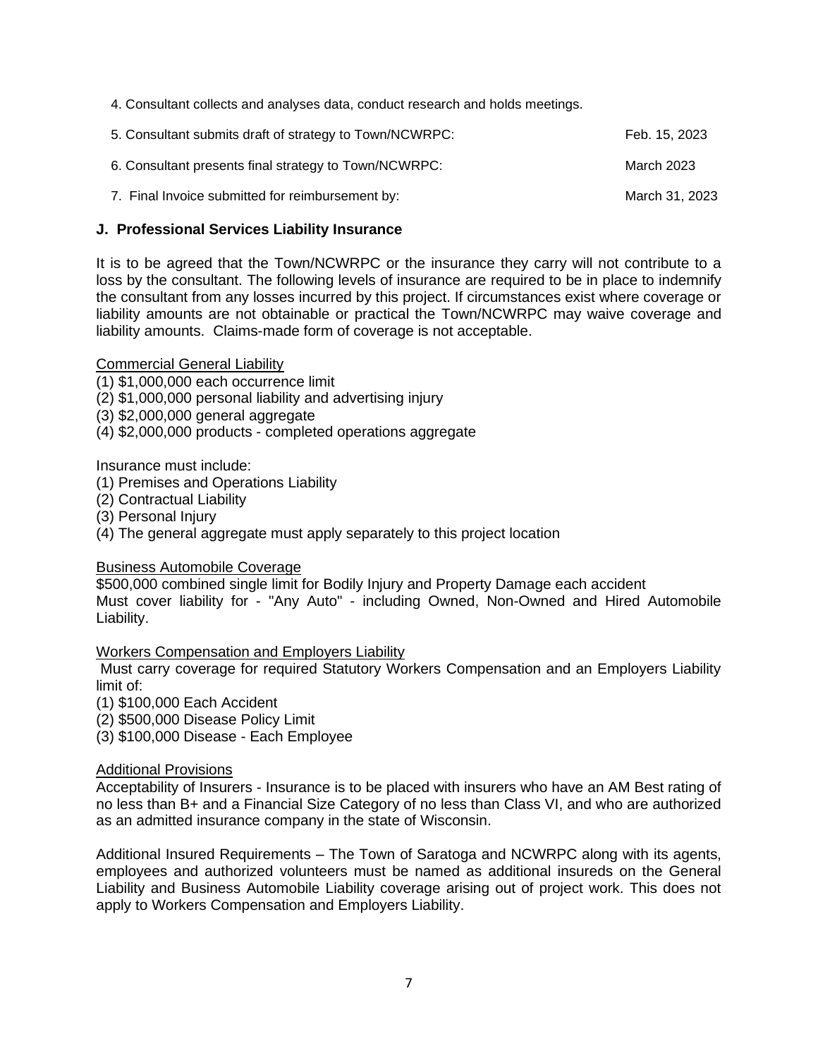4. Consultant collects and analyses data, conduct research and holds meetings.

5. Consultant submits draft of strategy to Town/NCWRPC: Feb. 15, 2023

6. Consultant presents final strategy to Town/NCWRPC: March 2023

7. Final Invoice submitted for reimbursement by: March 31, 2023

### J. Professional Services Liability Insurance

It is to be agreed that the Town/NCWRPC or the insurance they carry will not contribute to a loss by the consultant. The following levels of insurance are required to be in place to indemnify the consultant from any losses incurred by this project. If circumstances exist where coverage or liability amounts are not obtainable or practical the Town/NCWRPC may waive coverage and liability amounts. Claims-made form of coverage is not acceptable.

<u>Commercial General Liability</u>
(1) $1,000,000 each occurrence limit
(2) $1,000,000 personal liability and advertising injury
(3) $2,000,000 general aggregate
(4) $2,000,000 products - completed operations aggregate

Insurance must include:
(1) Premises and Operations Liability
(2) Contractual Liability
(3) Personal Injury
(4) The general aggregate must apply separately to this project location

<u>Business Automobile Coverage</u>
$500,000 combined single limit for Bodily Injury and Property Damage each accident
Must cover liability for - "Any Auto" - including Owned, Non-Owned and Hired Automobile Liability.

<u>Workers Compensation and Employers Liability</u>
Must carry coverage for required Statutory Workers Compensation and an Employers Liability limit of:
(1) $100,000 Each Accident
(2) $500,000 Disease Policy Limit
(3) $100,000 Disease - Each Employee

<u>Additional Provisions</u>
Acceptability of Insurers - Insurance is to be placed with insurers who have an AM Best rating of no less than B+ and a Financial Size Category of no less than Class VI, and who are authorized as an admitted insurance company in the state of Wisconsin.

Additional Insured Requirements – The Town of Saratoga and NCWRPC along with its agents, employees and authorized volunteers must be named as additional insureds on the General Liability and Business Automobile Liability coverage arising out of project work. This does not apply to Workers Compensation and Employers Liability.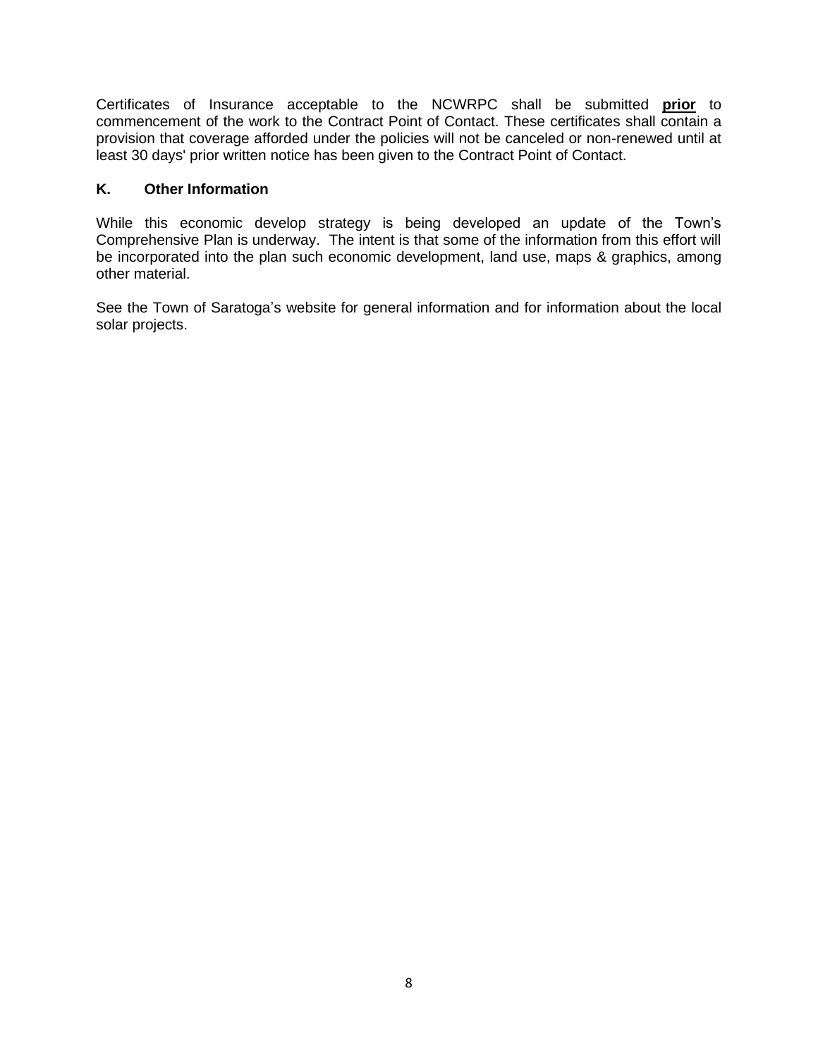Certificates of Insurance acceptable to the NCWRPC shall be submitted **prior** to commencement of the work to the Contract Point of Contact. These certificates shall contain a provision that coverage afforded under the policies will not be canceled or non-renewed until at least 30 days' prior written notice has been given to the Contract Point of Contact.

## K. Other Information

While this economic develop strategy is being developed an update of the Town's Comprehensive Plan is underway. The intent is that some of the information from this effort will be incorporated into the plan such economic development, land use, maps & graphics, among other material.

See the Town of Saratoga's website for general information and for information about the local solar projects.